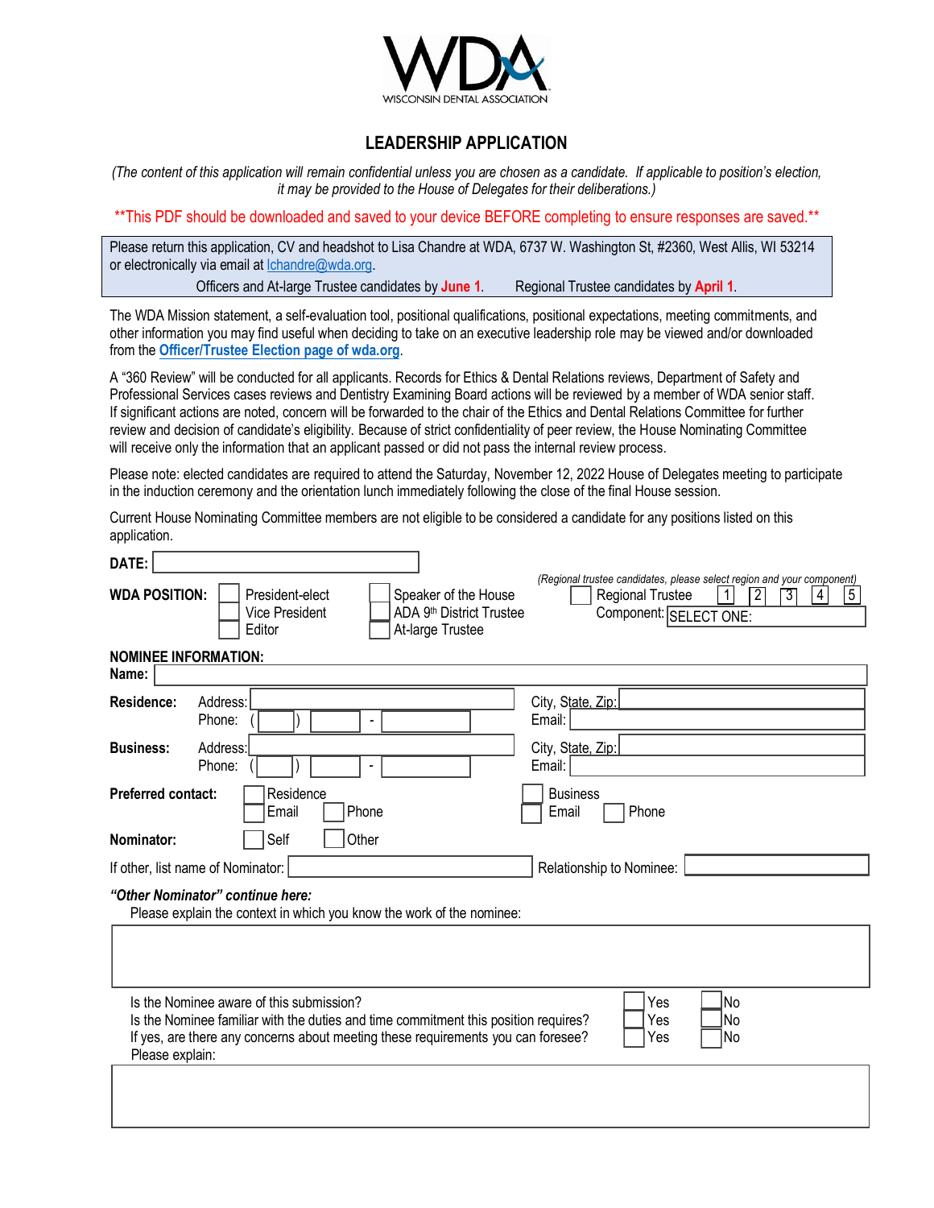WDA

WISCONSIN DENTAL ASSOCIATION

# LEADERSHIP APPLICATION

*(The content of this application will remain confidential unless you are chosen as a candidate. If applicable to position's election, it may be provided to the House of Delegates for their deliberations.)*

**This PDF should be downloaded and saved to your device BEFORE completing to ensure responses are saved.**

Please return this application, CV and headshot to Lisa Chandre at WDA, 6737 W. Washington St, #2360, West Allis, WI 53214 or electronically via email at lchandre@wda.org.

Officers and At-large Trustee candidates by **June 1**. Regional Trustee candidates by **April 1**.

The WDA Mission statement, a self-evaluation tool, positional qualifications, positional expectations, meeting commitments, and other information you may find useful when deciding to take on an executive leadership role may be viewed and/or downloaded from the **Officer/Trustee Election page of wda.org**.

A "360 Review" will be conducted for all applicants. Records for Ethics & Dental Relations reviews, Department of Safety and Professional Services cases reviews and Dentistry Examining Board actions will be reviewed by a member of WDA senior staff. If significant actions are noted, concern will be forwarded to the chair of the Ethics and Dental Relations Committee for further review and decision of candidate's eligibility. Because of strict confidentiality of peer review, the House Nominating Committee will receive only the information that an applicant passed or did not pass the internal review process.

Please note: elected candidates are required to attend the Saturday, November 12, 2022 House of Delegates meeting to participate in the induction ceremony and the orientation lunch immediately following the close of the final House session.

Current House Nominating Committee members are not eligible to be considered a candidate for any positions listed on this application.

**DATE:** ______________________

**WDA POSITION:**

- ☐ President-elect
- ☐ Vice President
- ☐ Editor
- ☐ Speaker of the House
- ☐ ADA 9th District Trustee
- ☐ At-large Trustee

*(Regional trustee candidates, please select region and your component)*

☐ Regional Trustee ☐ 1 ☐ 2 ☐ 3 ☐ 4 ☐ 5

Component: SELECT ONE:

**NOMINEE INFORMATION:**

**Name:** ______________________

**Residence:** Address: ______________________ City, State, Zip: ______________________

Phone: ( ) - Email: ______________________

**Business:** Address: ______________________ City, State, Zip: ______________________

Phone: ( ) - Email: ______________________

**Preferred contact:** ☐ Residence ☐ Email ☐ Phone ☐ Business ☐ Email ☐ Phone

**Nominator:** ☐ Self ☐ Other

If other, list name of Nominator: ______________________ Relationship to Nominee: ______________________

***"Other Nominator" continue here:***

Please explain the context in which you know the work of the nominee:

______________________

Is the Nominee aware of this submission? ☐ Yes ☐ No

Is the Nominee familiar with the duties and time commitment this position requires? ☐ Yes ☐ No

If yes, are there any concerns about meeting these requirements you can foresee? ☐ Yes ☐ No

Please explain:

______________________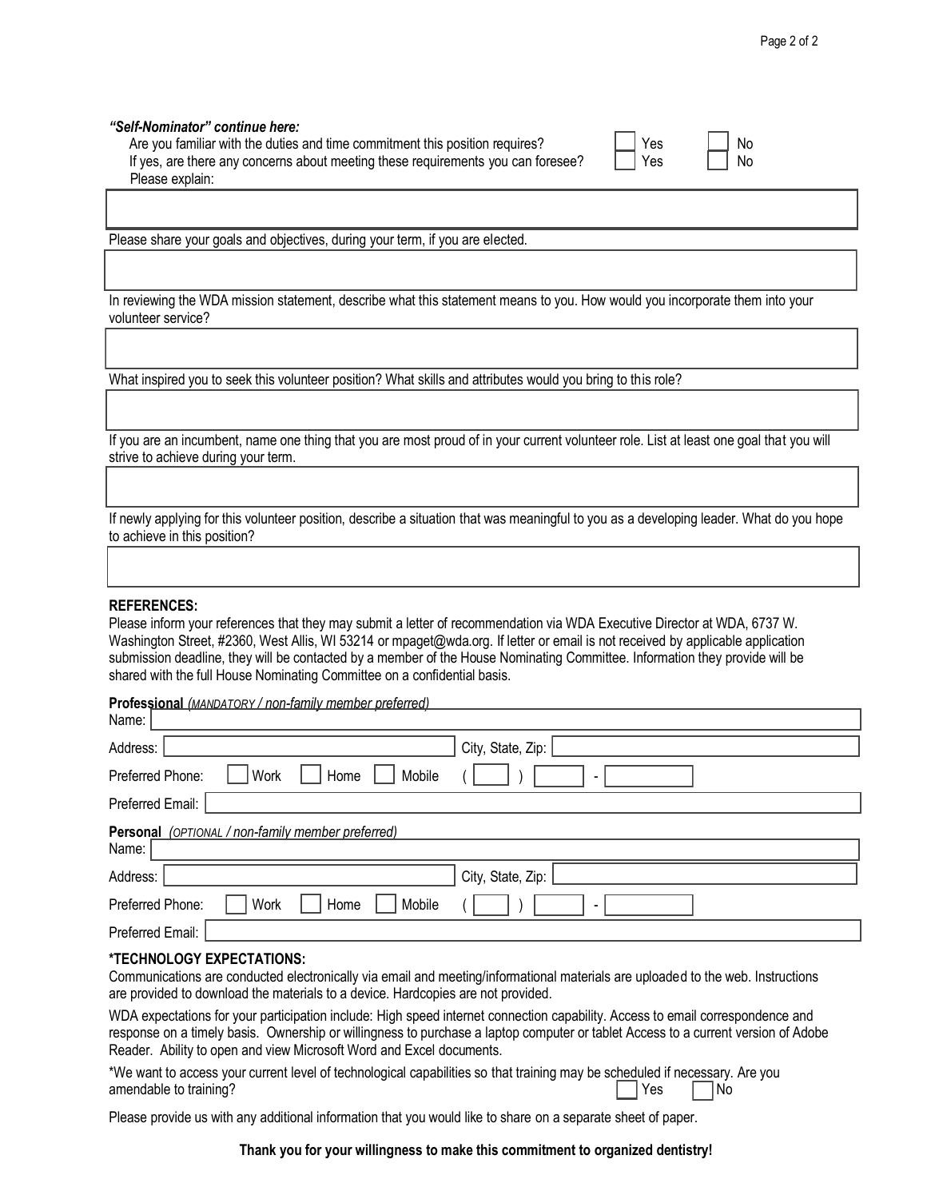***"Self-Nominator" continue here:***

Are you familiar with the duties and time commitment this position requires? ☐ Yes ☐ No

If yes, are there any concerns about meeting these requirements you can foresee? ☐ Yes ☐ No

Please explain:

Please share your goals and objectives, during your term, if you are elected.

In reviewing the WDA mission statement, describe what this statement means to you. How would you incorporate them into your volunteer service?

What inspired you to seek this volunteer position? What skills and attributes would you bring to this role?

If you are an incumbent, name one thing that you are most proud of in your current volunteer role. List at least one goal that you will strive to achieve during your term.

If newly applying for this volunteer position, describe a situation that was meaningful to you as a developing leader. What do you hope to achieve in this position?

**REFERENCES:**

Please inform your references that they may submit a letter of recommendation via WDA Executive Director at WDA, 6737 W. Washington Street, #2360, West Allis, WI 53214 or mpaget@wda.org. If letter or email is not received by applicable application submission deadline, they will be contacted by a member of the House Nominating Committee. Information they provide will be shared with the full House Nominating Committee on a confidential basis.

**Professional** *(MANDATORY / non-family member preferred)*

Name:

Address: City, State, Zip:

Preferred Phone: ☐ Work ☐ Home ☐ Mobile ( ) -

Preferred Email:

**Personal** *(OPTIONAL / non-family member preferred)*

Name:

Address: City, State, Zip:

Preferred Phone: ☐ Work ☐ Home ☐ Mobile ( ) -

Preferred Email:

**\*TECHNOLOGY EXPECTATIONS:**

Communications are conducted electronically via email and meeting/informational materials are uploaded to the web. Instructions are provided to download the materials to a device. Hardcopies are not provided.

WDA expectations for your participation include: High speed internet connection capability. Access to email correspondence and response on a timely basis. Ownership or willingness to purchase a laptop computer or tablet Access to a current version of Adobe Reader. Ability to open and view Microsoft Word and Excel documents.

*We want to access your current level of technological capabilities so that training may be scheduled if necessary. Are you amendable to training? ☐ Yes ☐ No

Please provide us with any additional information that you would like to share on a separate sheet of paper.

**Thank you for your willingness to make this commitment to organized dentistry!**